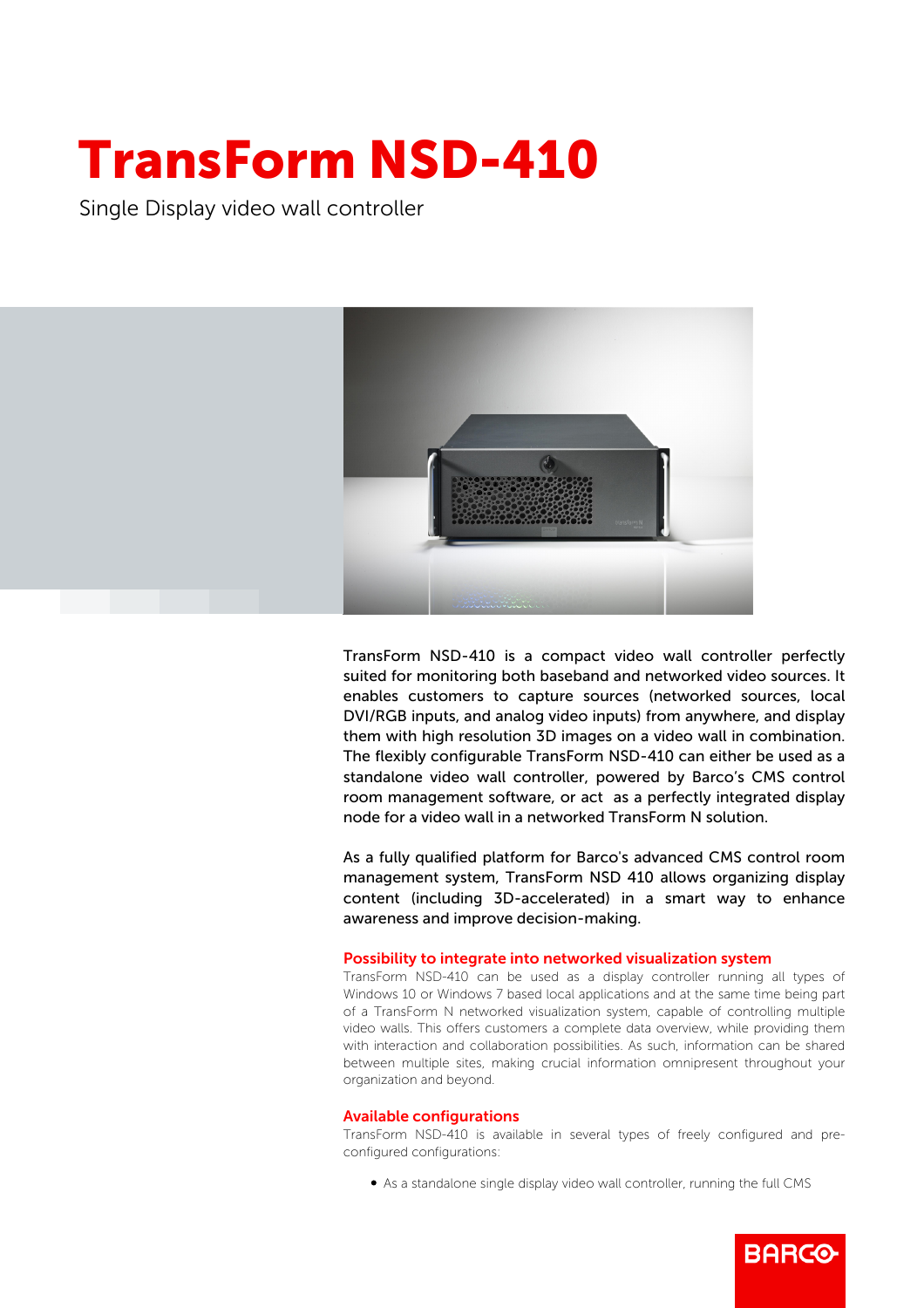# TransForm NSD-410

Single Display video wall controller

TransForm NSD-410 is a compact video wall controller perfectly suited for monitoring both baseband and networked video sources. It enables customers to capture sources (networked sources, local DVI/RGB inputs, and analog video inputs) from anywhere, and display them with high resolution 3D images on a video wall in combination. The flexibly configurable TransForm NSD-410 can either be used as a standalone video wall controller, powered by Barco's CMS control room management software, or act as a perfectly integrated display node for a video wall in a networked TransForm N solution.

As a fully qualified platform for Barco's advanced CMS control room management system, TransForm NSD 410 allows organizing display content (including 3D-accelerated) in a smart way to enhance awareness and improve decision-making.

### Possibility to integrate into networked visualization system

TransForm NSD-410 can be used as a display controller running all types of Windows 10 or Windows 7 based local applications and at the same time being part of a TransForm N networked visualization system, capable of controlling multiple video walls. This offers customers a complete data overview, while providing them with interaction and collaboration possibilities. As such, information can be shared between multiple sites, making crucial information omnipresent throughout your organization and beyond.

### Available configurations

TransForm NSD-410 is available in several types of freely configured and pre-configured configurations:

- As a standalone single display video wall controller, running the full CMS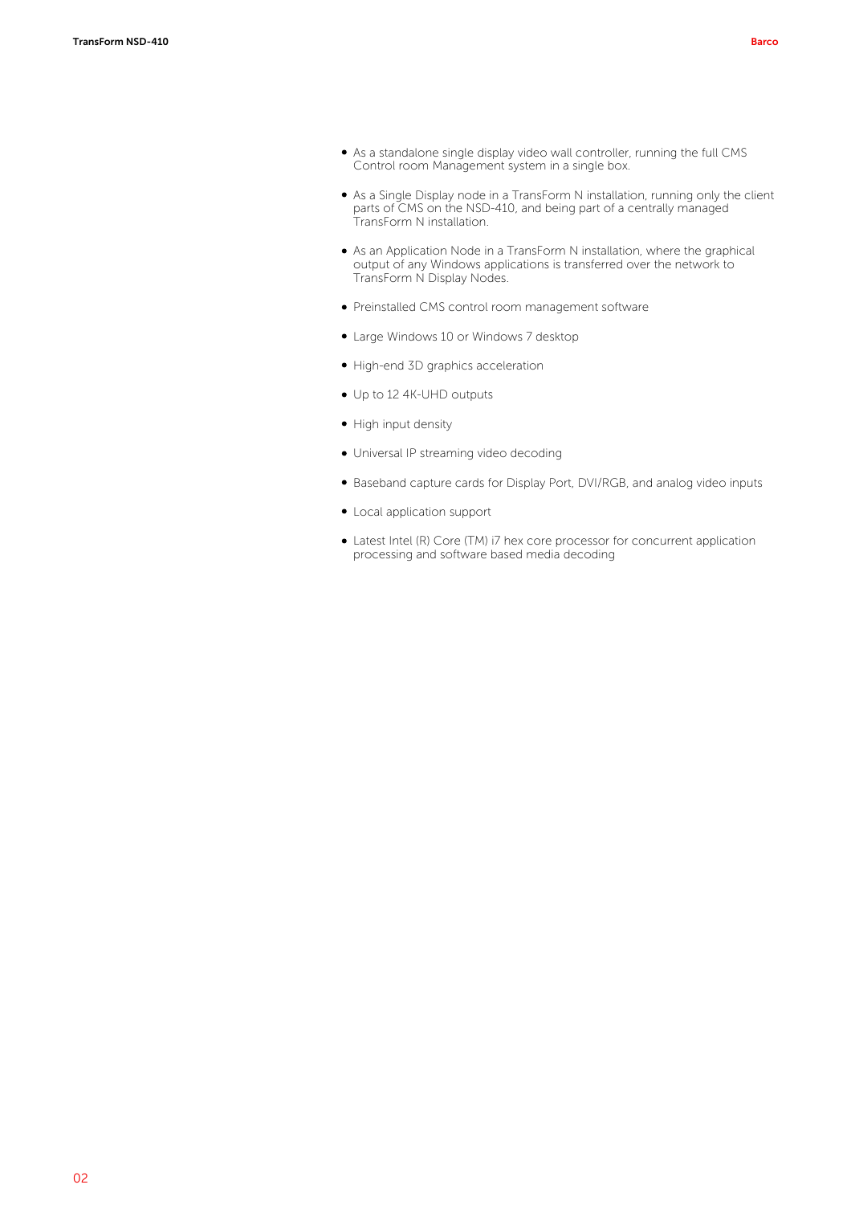- As a standalone single display video wall controller, running the full CMS Control room Management system in a single box.
- As a Single Display node in a TransForm N installation, running only the client parts of CMS on the NSD-410, and being part of a centrally managed TransForm N installation.
- As an Application Node in a TransForm N installation, where the graphical output of any Windows applications is transferred over the network to TransForm N Display Nodes.
- Preinstalled CMS control room management software
- Large Windows 10 or Windows 7 desktop
- High-end 3D graphics acceleration
- Up to 12 4K-UHD outputs
- High input density
- Universal IP streaming video decoding
- Baseband capture cards for Display Port, DVI/RGB, and analog video inputs
- Local application support
- Latest Intel (R) Core (TM) i7 hex core processor for concurrent application processing and software based media decoding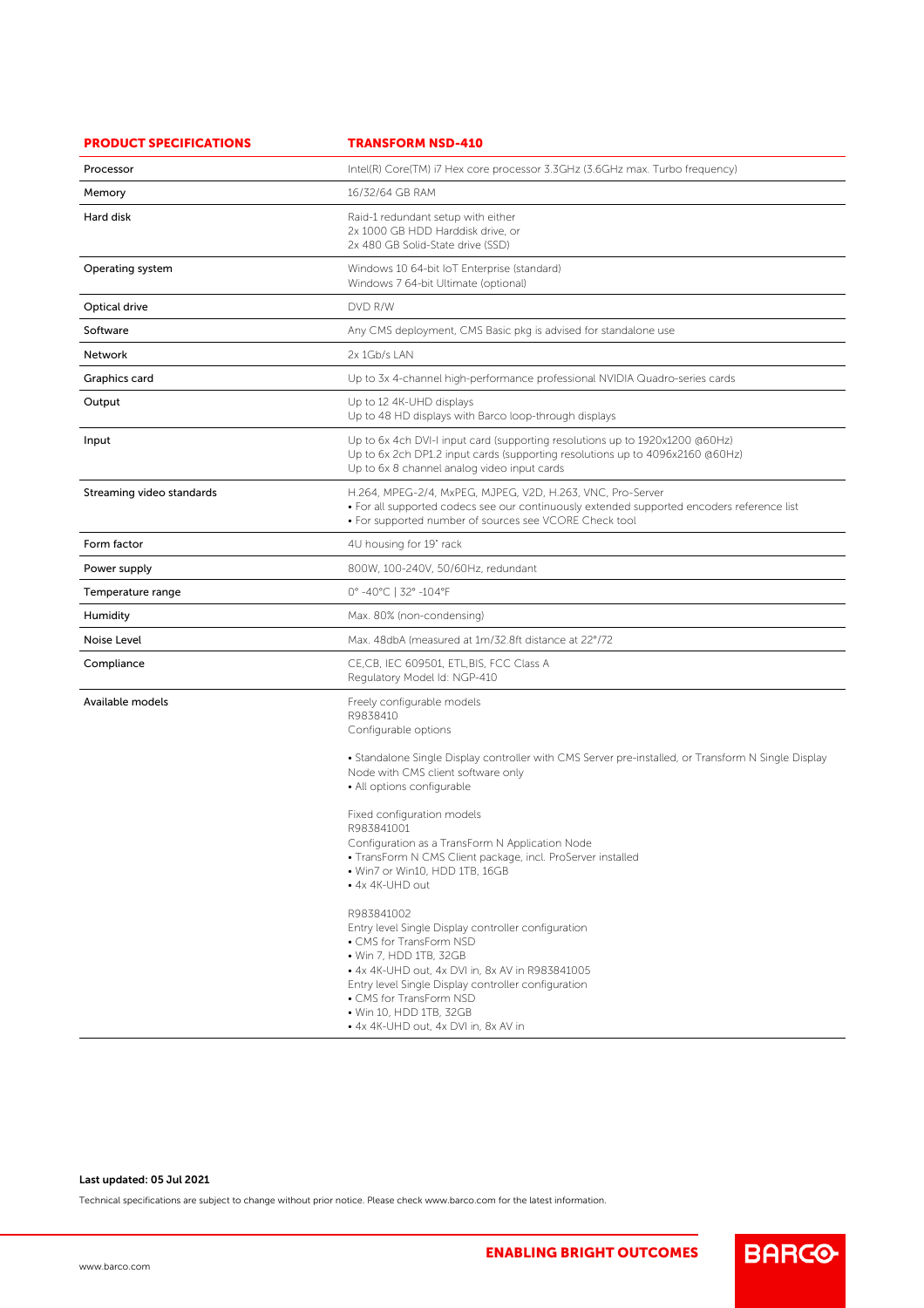| PRODUCT SPECIFICATIONS | TRANSFORM NSD-410 |
|---|---|
| Processor | Intel(R) Core(TM) i7 Hex core processor 3.3GHz (3.6GHz max. Turbo frequency) |
| Memory | 16/32/64 GB RAM |
| Hard disk | Raid-1 redundant setup with either<br>2x 1000 GB HDD Harddisk drive, or<br>2x 480 GB Solid-State drive (SSD) |
| Operating system | Windows 10 64-bit IoT Enterprise (standard)<br>Windows 7 64-bit Ultimate (optional) |
| Optical drive | DVD R/W |
| Software | Any CMS deployment, CMS Basic pkg is advised for standalone use |
| Network | 2x 1Gb/s LAN |
| Graphics card | Up to 3x 4-channel high-performance professional NVIDIA Quadro-series cards |
| Output | Up to 12 4K-UHD displays<br>Up to 48 HD displays with Barco loop-through displays |
| Input | Up to 6x 4ch DVI-I input card (supporting resolutions up to 1920x1200 @60Hz)<br>Up to 6x 2ch DP1.2 input cards (supporting resolutions up to 4096x2160 @60Hz)<br>Up to 6x 8 channel analog video input cards |
| Streaming video standards | H.264, MPEG-2/4, MxPEG, MJPEG, V2D, H.263, VNC, Pro-Server<br>• For all supported codecs see our continuously extended supported encoders reference list<br>• For supported number of sources see VCORE Check tool |
| Form factor | 4U housing for 19" rack |
| Power supply | 800W, 100-240V, 50/60Hz, redundant |
| Temperature range | 0° -40°C \| 32° -104°F |
| Humidity | Max. 80% (non-condensing) |
| Noise Level | Max. 48dbA (measured at 1m/32.8ft distance at 22°/72 |
| Compliance | CE,CB, IEC 609501, ETL,BIS, FCC Class A<br>Regulatory Model Id: NGP-410 |
| Available models | Freely configurable models<br>R9838410<br>Configurable options<br><br>• Standalone Single Display controller with CMS Server pre-installed, or Transform N Single Display Node with CMS client software only<br>• All options configurable<br><br>Fixed configuration models<br>R983841001<br>Configuration as a TransForm N Application Node<br>• TransForm N CMS Client package, incl. ProServer installed<br>• Win7 or Win10, HDD 1TB, 16GB<br>• 4x 4K-UHD out<br><br>R983841002<br>Entry level Single Display controller configuration<br>• CMS for TransForm NSD<br>• Win 7, HDD 1TB, 32GB<br>• 4x 4K-UHD out, 4x DVI in, 8x AV in R983841005<br>Entry level Single Display controller configuration<br>• CMS for TransForm NSD<br>• Win 10, HDD 1TB, 32GB<br>• 4x 4K-UHD out, 4x DVI in, 8x AV in |

**Last updated: 05 Jul 2021**

Technical specifications are subject to change without prior notice. Please check www.barco.com for the latest information.

**ENABLING BRIGHT OUTCOMES**

www.barco.com